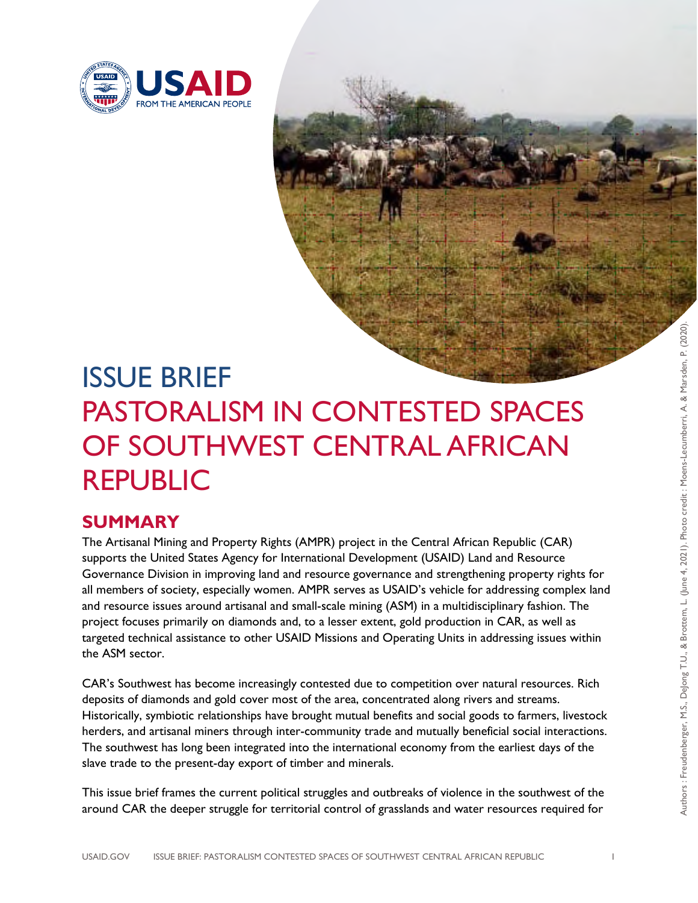# ISSUE BRIEF

# PASTORALISM IN CONTESTED SPACES OF SOUTHWEST CENTRAL AFRICAN REPUBLIC

Authors : Freudenberger, M.S., DeJong T.U., & Brottem, L. (June 4, 2021). Photo credit : Moens-Lecumberri, A. & Marsden, P. (2020).

## SUMMARY

The Artisanal Mining and Property Rights (AMPR) project in the Central African Republic (CAR) supports the United States Agency for International Development (USAID) Land and Resource Governance Division in improving land and resource governance and strengthening property rights for all members of society, especially women. AMPR serves as USAID's vehicle for addressing complex land and resource issues around artisanal and small-scale mining (ASM) in a multidisciplinary fashion. The project focuses primarily on diamonds and, to a lesser extent, gold production in CAR, as well as targeted technical assistance to other USAID Missions and Operating Units in addressing issues within the ASM sector.

CAR's Southwest has become increasingly contested due to competition over natural resources. Rich deposits of diamonds and gold cover most of the area, concentrated along rivers and streams. Historically, symbiotic relationships have brought mutual benefits and social goods to farmers, livestock herders, and artisanal miners through inter-community trade and mutually beneficial social interactions. The southwest has long been integrated into the international economy from the earliest days of the slave trade to the present-day export of timber and minerals.

This issue brief frames the current political struggles and outbreaks of violence in the southwest of the around CAR the deeper struggle for territorial control of grasslands and water resources required for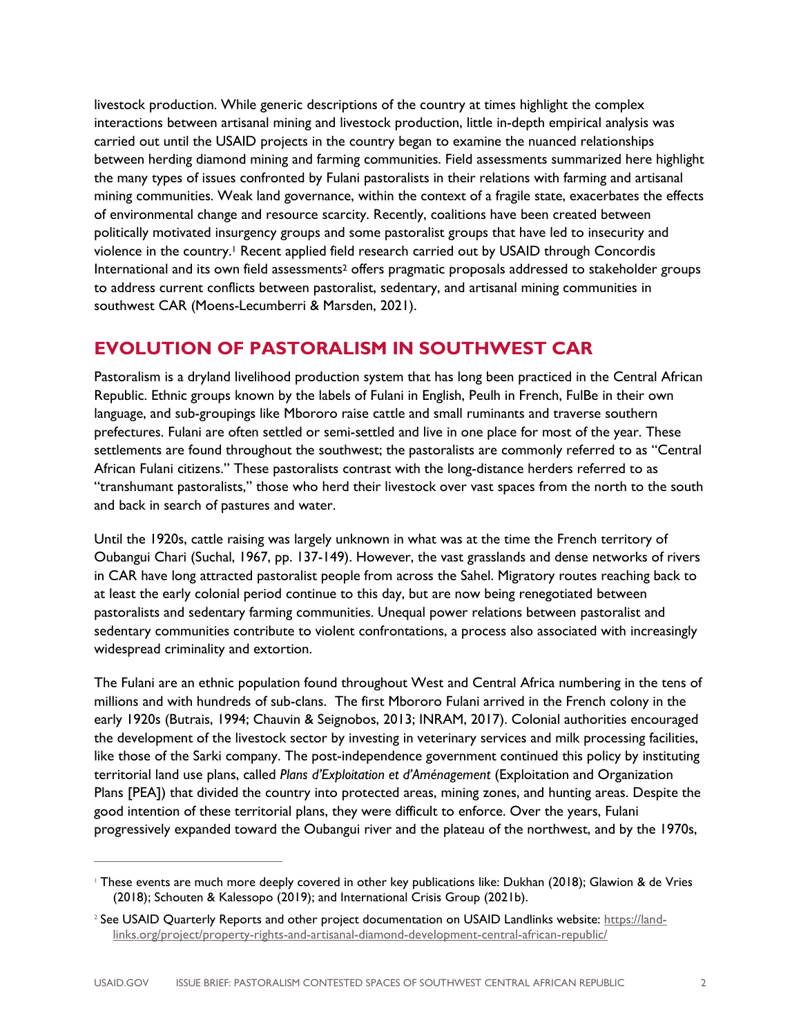livestock production. While generic descriptions of the country at times highlight the complex interactions between artisanal mining and livestock production, little in-depth empirical analysis was carried out until the USAID projects in the country began to examine the nuanced relationships between herding diamond mining and farming communities. Field assessments summarized here highlight the many types of issues confronted by Fulani pastoralists in their relations with farming and artisanal mining communities. Weak land governance, within the context of a fragile state, exacerbates the effects of environmental change and resource scarcity. Recently, coalitions have been created between politically motivated insurgency groups and some pastoralist groups that have led to insecurity and violence in the country.[1] Recent applied field research carried out by USAID through Concordis International and its own field assessments[2] offers pragmatic proposals addressed to stakeholder groups to address current conflicts between pastoralist, sedentary, and artisanal mining communities in southwest CAR (Moens-Lecumberri & Marsden, 2021).

## EVOLUTION OF PASTORALISM IN SOUTHWEST CAR

Pastoralism is a dryland livelihood production system that has long been practiced in the Central African Republic. Ethnic groups known by the labels of Fulani in English, Peulh in French, FulBe in their own language, and sub-groupings like Mbororo raise cattle and small ruminants and traverse southern prefectures. Fulani are often settled or semi-settled and live in one place for most of the year. These settlements are found throughout the southwest; the pastoralists are commonly referred to as "Central African Fulani citizens." These pastoralists contrast with the long-distance herders referred to as "transhumant pastoralists," those who herd their livestock over vast spaces from the north to the south and back in search of pastures and water.

Until the 1920s, cattle raising was largely unknown in what was at the time the French territory of Oubangui Chari (Suchal, 1967, pp. 137-149). However, the vast grasslands and dense networks of rivers in CAR have long attracted pastoralist people from across the Sahel. Migratory routes reaching back to at least the early colonial period continue to this day, but are now being renegotiated between pastoralists and sedentary farming communities. Unequal power relations between pastoralist and sedentary communities contribute to violent confrontations, a process also associated with increasingly widespread criminality and extortion.

The Fulani are an ethnic population found throughout West and Central Africa numbering in the tens of millions and with hundreds of sub-clans. The first Mbororo Fulani arrived in the French colony in the early 1920s (Butrais, 1994; Chauvin & Seignobos, 2013; INRAM, 2017). Colonial authorities encouraged the development of the livestock sector by investing in veterinary services and milk processing facilities, like those of the Sarki company. The post-independence government continued this policy by instituting territorial land use plans, called *Plans d'Exploitation et d'Aménagement* (Exploitation and Organization Plans [PEA]) that divided the country into protected areas, mining zones, and hunting areas. Despite the good intention of these territorial plans, they were difficult to enforce. Over the years, Fulani progressively expanded toward the Oubangui river and the plateau of the northwest, and by the 1970s,

---

[1] These events are much more deeply covered in other key publications like: Dukhan (2018); Glawion & de Vries (2018); Schouten & Kalessopo (2019); and International Crisis Group (2021b).

[2] See USAID Quarterly Reports and other project documentation on USAID Landlinks website: https://land-links.org/project/property-rights-and-artisanal-diamond-development-central-african-republic/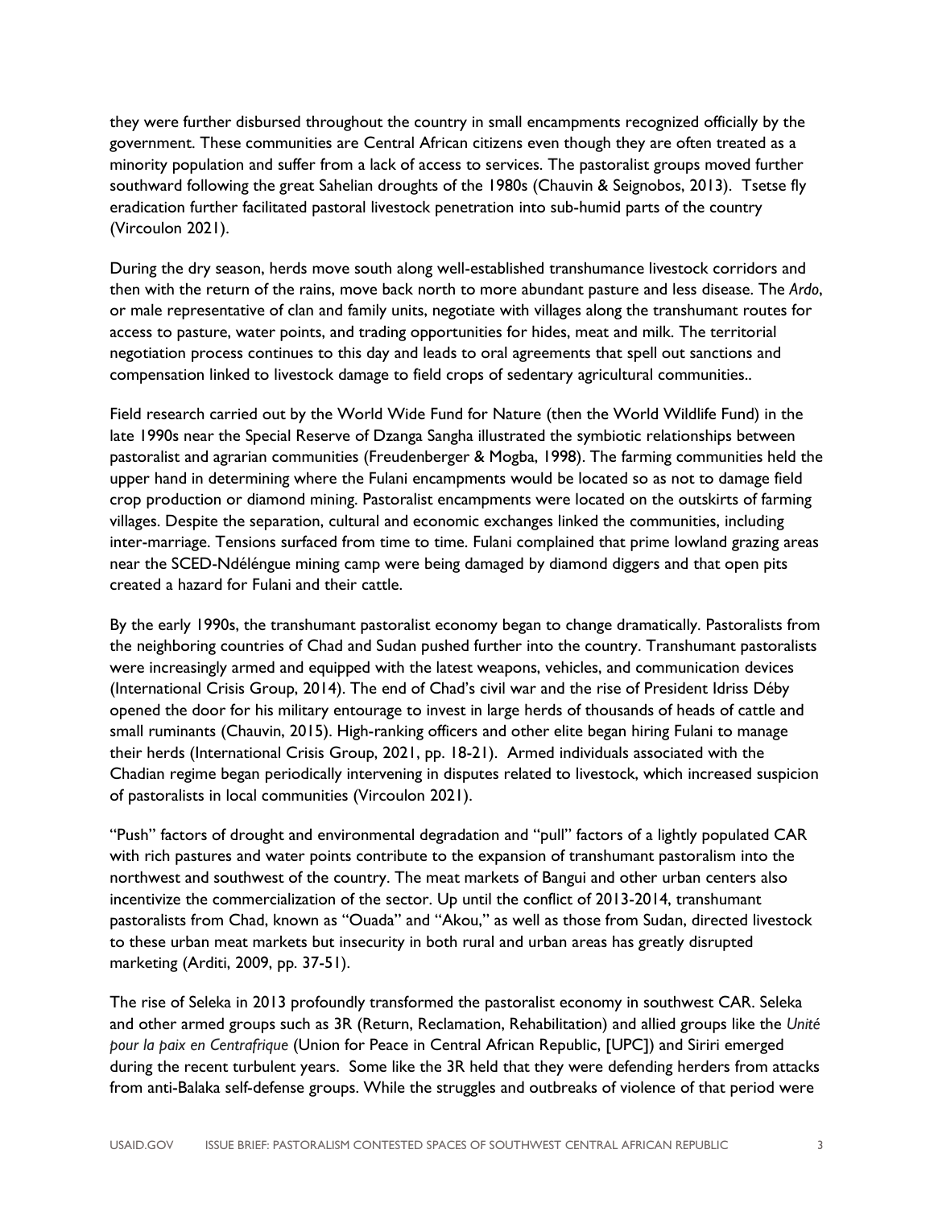they were further disbursed throughout the country in small encampments recognized officially by the government. These communities are Central African citizens even though they are often treated as a minority population and suffer from a lack of access to services. The pastoralist groups moved further southward following the great Sahelian droughts of the 1980s (Chauvin & Seignobos, 2013). Tsetse fly eradication further facilitated pastoral livestock penetration into sub-humid parts of the country (Vircoulon 2021).

During the dry season, herds move south along well-established transhumance livestock corridors and then with the return of the rains, move back north to more abundant pasture and less disease. The *Ardo*, or male representative of clan and family units, negotiate with villages along the transhumant routes for access to pasture, water points, and trading opportunities for hides, meat and milk. The territorial negotiation process continues to this day and leads to oral agreements that spell out sanctions and compensation linked to livestock damage to field crops of sedentary agricultural communities..

Field research carried out by the World Wide Fund for Nature (then the World Wildlife Fund) in the late 1990s near the Special Reserve of Dzanga Sangha illustrated the symbiotic relationships between pastoralist and agrarian communities (Freudenberger & Mogba, 1998). The farming communities held the upper hand in determining where the Fulani encampments would be located so as not to damage field crop production or diamond mining. Pastoralist encampments were located on the outskirts of farming villages. Despite the separation, cultural and economic exchanges linked the communities, including inter-marriage. Tensions surfaced from time to time. Fulani complained that prime lowland grazing areas near the SCED-Ndéléngue mining camp were being damaged by diamond diggers and that open pits created a hazard for Fulani and their cattle.

By the early 1990s, the transhumant pastoralist economy began to change dramatically. Pastoralists from the neighboring countries of Chad and Sudan pushed further into the country. Transhumant pastoralists were increasingly armed and equipped with the latest weapons, vehicles, and communication devices (International Crisis Group, 2014). The end of Chad's civil war and the rise of President Idriss Déby opened the door for his military entourage to invest in large herds of thousands of heads of cattle and small ruminants (Chauvin, 2015). High-ranking officers and other elite began hiring Fulani to manage their herds (International Crisis Group, 2021, pp. 18-21). Armed individuals associated with the Chadian regime began periodically intervening in disputes related to livestock, which increased suspicion of pastoralists in local communities (Vircoulon 2021).

"Push" factors of drought and environmental degradation and "pull" factors of a lightly populated CAR with rich pastures and water points contribute to the expansion of transhumant pastoralism into the northwest and southwest of the country. The meat markets of Bangui and other urban centers also incentivize the commercialization of the sector. Up until the conflict of 2013-2014, transhumant pastoralists from Chad, known as "Ouada" and "Akou," as well as those from Sudan, directed livestock to these urban meat markets but insecurity in both rural and urban areas has greatly disrupted marketing (Arditi, 2009, pp. 37-51).

The rise of Seleka in 2013 profoundly transformed the pastoralist economy in southwest CAR. Seleka and other armed groups such as 3R (Return, Reclamation, Rehabilitation) and allied groups like the *Unité pour la paix en Centrafrique* (Union for Peace in Central African Republic, [UPC]) and Siriri emerged during the recent turbulent years. Some like the 3R held that they were defending herders from attacks from anti-Balaka self-defense groups. While the struggles and outbreaks of violence of that period were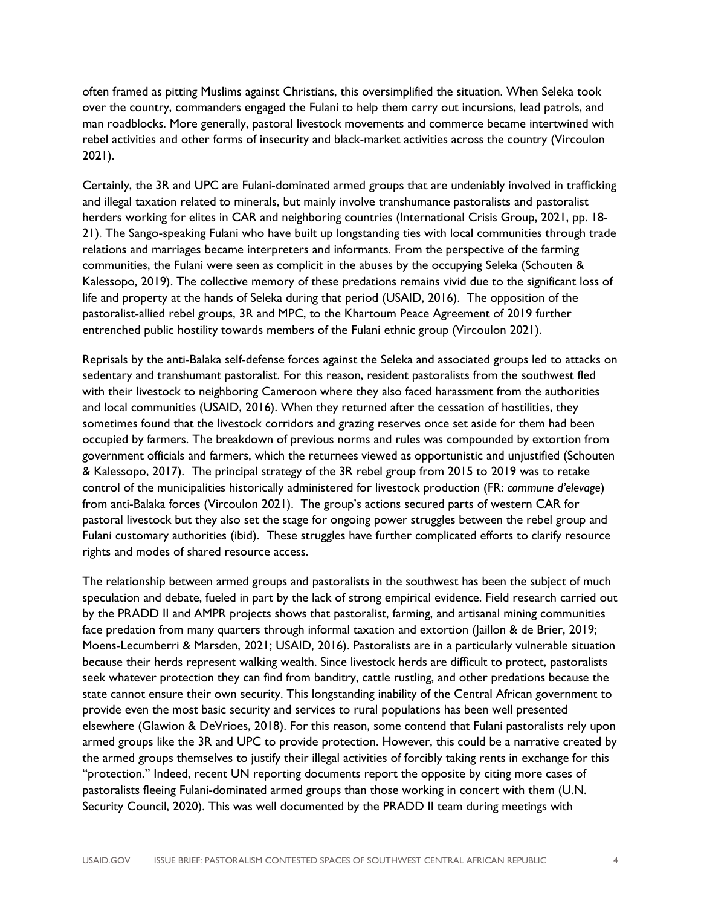often framed as pitting Muslims against Christians, this oversimplified the situation. When Seleka took over the country, commanders engaged the Fulani to help them carry out incursions, lead patrols, and man roadblocks. More generally, pastoral livestock movements and commerce became intertwined with rebel activities and other forms of insecurity and black-market activities across the country (Vircoulon 2021).

Certainly, the 3R and UPC are Fulani-dominated armed groups that are undeniably involved in trafficking and illegal taxation related to minerals, but mainly involve transhumance pastoralists and pastoralist herders working for elites in CAR and neighboring countries (International Crisis Group, 2021, pp. 18-21). The Sango-speaking Fulani who have built up longstanding ties with local communities through trade relations and marriages became interpreters and informants. From the perspective of the farming communities, the Fulani were seen as complicit in the abuses by the occupying Seleka (Schouten & Kalessopo, 2019). The collective memory of these predations remains vivid due to the significant loss of life and property at the hands of Seleka during that period (USAID, 2016). The opposition of the pastoralist-allied rebel groups, 3R and MPC, to the Khartoum Peace Agreement of 2019 further entrenched public hostility towards members of the Fulani ethnic group (Vircoulon 2021).

Reprisals by the anti-Balaka self-defense forces against the Seleka and associated groups led to attacks on sedentary and transhumant pastoralist. For this reason, resident pastoralists from the southwest fled with their livestock to neighboring Cameroon where they also faced harassment from the authorities and local communities (USAID, 2016). When they returned after the cessation of hostilities, they sometimes found that the livestock corridors and grazing reserves once set aside for them had been occupied by farmers. The breakdown of previous norms and rules was compounded by extortion from government officials and farmers, which the returnees viewed as opportunistic and unjustified (Schouten & Kalessopo, 2017). The principal strategy of the 3R rebel group from 2015 to 2019 was to retake control of the municipalities historically administered for livestock production (FR: *commune d'elevage*) from anti-Balaka forces (Vircoulon 2021). The group's actions secured parts of western CAR for pastoral livestock but they also set the stage for ongoing power struggles between the rebel group and Fulani customary authorities (ibid). These struggles have further complicated efforts to clarify resource rights and modes of shared resource access.

The relationship between armed groups and pastoralists in the southwest has been the subject of much speculation and debate, fueled in part by the lack of strong empirical evidence. Field research carried out by the PRADD II and AMPR projects shows that pastoralist, farming, and artisanal mining communities face predation from many quarters through informal taxation and extortion (Jaillon & de Brier, 2019; Moens-Lecumberri & Marsden, 2021; USAID, 2016). Pastoralists are in a particularly vulnerable situation because their herds represent walking wealth. Since livestock herds are difficult to protect, pastoralists seek whatever protection they can find from banditry, cattle rustling, and other predations because the state cannot ensure their own security. This longstanding inability of the Central African government to provide even the most basic security and services to rural populations has been well presented elsewhere (Glawion & DeVrioes, 2018). For this reason, some contend that Fulani pastoralists rely upon armed groups like the 3R and UPC to provide protection. However, this could be a narrative created by the armed groups themselves to justify their illegal activities of forcibly taking rents in exchange for this "protection." Indeed, recent UN reporting documents report the opposite by citing more cases of pastoralists fleeing Fulani-dominated armed groups than those working in concert with them (U.N. Security Council, 2020). This was well documented by the PRADD II team during meetings with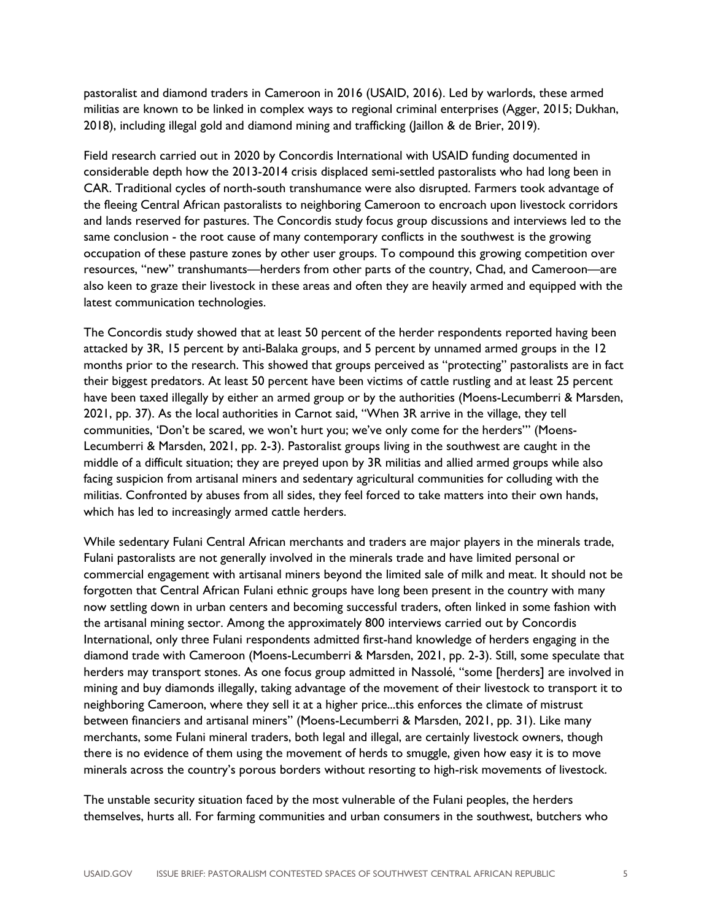pastoralist and diamond traders in Cameroon in 2016 (USAID, 2016). Led by warlords, these armed militias are known to be linked in complex ways to regional criminal enterprises (Agger, 2015; Dukhan, 2018), including illegal gold and diamond mining and trafficking (Jaillon & de Brier, 2019).

Field research carried out in 2020 by Concordis International with USAID funding documented in considerable depth how the 2013-2014 crisis displaced semi-settled pastoralists who had long been in CAR. Traditional cycles of north-south transhumance were also disrupted. Farmers took advantage of the fleeing Central African pastoralists to neighboring Cameroon to encroach upon livestock corridors and lands reserved for pastures. The Concordis study focus group discussions and interviews led to the same conclusion - the root cause of many contemporary conflicts in the southwest is the growing occupation of these pasture zones by other user groups. To compound this growing competition over resources, "new" transhumants—herders from other parts of the country, Chad, and Cameroon—are also keen to graze their livestock in these areas and often they are heavily armed and equipped with the latest communication technologies.

The Concordis study showed that at least 50 percent of the herder respondents reported having been attacked by 3R, 15 percent by anti-Balaka groups, and 5 percent by unnamed armed groups in the 12 months prior to the research. This showed that groups perceived as "protecting" pastoralists are in fact their biggest predators. At least 50 percent have been victims of cattle rustling and at least 25 percent have been taxed illegally by either an armed group or by the authorities (Moens-Lecumberri & Marsden, 2021, pp. 37). As the local authorities in Carnot said, "When 3R arrive in the village, they tell communities, 'Don't be scared, we won't hurt you; we've only come for the herders'" (Moens-Lecumberri & Marsden, 2021, pp. 2-3). Pastoralist groups living in the southwest are caught in the middle of a difficult situation; they are preyed upon by 3R militias and allied armed groups while also facing suspicion from artisanal miners and sedentary agricultural communities for colluding with the militias. Confronted by abuses from all sides, they feel forced to take matters into their own hands, which has led to increasingly armed cattle herders.

While sedentary Fulani Central African merchants and traders are major players in the minerals trade, Fulani pastoralists are not generally involved in the minerals trade and have limited personal or commercial engagement with artisanal miners beyond the limited sale of milk and meat. It should not be forgotten that Central African Fulani ethnic groups have long been present in the country with many now settling down in urban centers and becoming successful traders, often linked in some fashion with the artisanal mining sector. Among the approximately 800 interviews carried out by Concordis International, only three Fulani respondents admitted first-hand knowledge of herders engaging in the diamond trade with Cameroon (Moens-Lecumberri & Marsden, 2021, pp. 2-3). Still, some speculate that herders may transport stones. As one focus group admitted in Nassolé, "some [herders] are involved in mining and buy diamonds illegally, taking advantage of the movement of their livestock to transport it to neighboring Cameroon, where they sell it at a higher price...this enforces the climate of mistrust between financiers and artisanal miners" (Moens-Lecumberri & Marsden, 2021, pp. 31). Like many merchants, some Fulani mineral traders, both legal and illegal, are certainly livestock owners, though there is no evidence of them using the movement of herds to smuggle, given how easy it is to move minerals across the country's porous borders without resorting to high-risk movements of livestock.

The unstable security situation faced by the most vulnerable of the Fulani peoples, the herders themselves, hurts all. For farming communities and urban consumers in the southwest, butchers who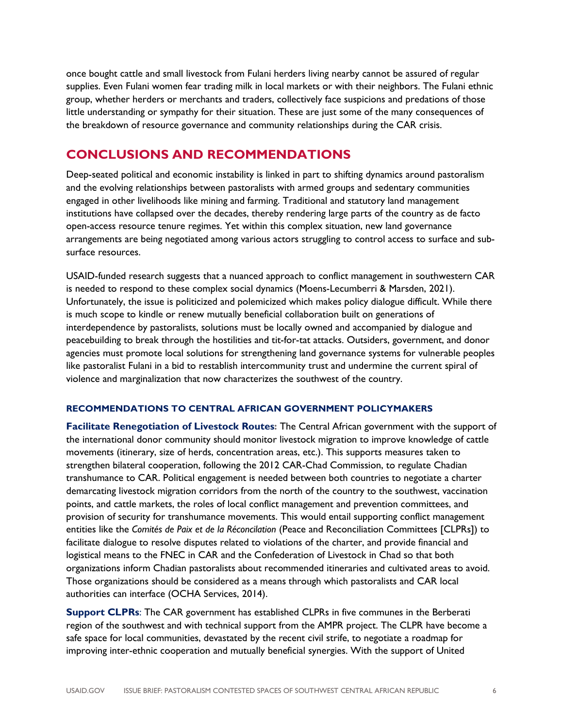once bought cattle and small livestock from Fulani herders living nearby cannot be assured of regular supplies. Even Fulani women fear trading milk in local markets or with their neighbors. The Fulani ethnic group, whether herders or merchants and traders, collectively face suspicions and predations of those little understanding or sympathy for their situation. These are just some of the many consequences of the breakdown of resource governance and community relationships during the CAR crisis.

## CONCLUSIONS AND RECOMMENDATIONS

Deep-seated political and economic instability is linked in part to shifting dynamics around pastoralism and the evolving relationships between pastoralists with armed groups and sedentary communities engaged in other livelihoods like mining and farming. Traditional and statutory land management institutions have collapsed over the decades, thereby rendering large parts of the country as de facto open-access resource tenure regimes. Yet within this complex situation, new land governance arrangements are being negotiated among various actors struggling to control access to surface and sub-surface resources.

USAID-funded research suggests that a nuanced approach to conflict management in southwestern CAR is needed to respond to these complex social dynamics (Moens-Lecumberri & Marsden, 2021). Unfortunately, the issue is politicized and polemicized which makes policy dialogue difficult. While there is much scope to kindle or renew mutually beneficial collaboration built on generations of interdependence by pastoralists, solutions must be locally owned and accompanied by dialogue and peacebuilding to break through the hostilities and tit-for-tat attacks. Outsiders, government, and donor agencies must promote local solutions for strengthening land governance systems for vulnerable peoples like pastoralist Fulani in a bid to restablish intercommunity trust and undermine the current spiral of violence and marginalization that now characterizes the southwest of the country.

### RECOMMENDATIONS TO CENTRAL AFRICAN GOVERNMENT POLICYMAKERS

**Facilitate Renegotiation of Livestock Routes:** The Central African government with the support of the international donor community should monitor livestock migration to improve knowledge of cattle movements (itinerary, size of herds, concentration areas, etc.). This supports measures taken to strengthen bilateral cooperation, following the 2012 CAR-Chad Commission, to regulate Chadian transhumance to CAR. Political engagement is needed between both countries to negotiate a charter demarcating livestock migration corridors from the north of the country to the southwest, vaccination points, and cattle markets, the roles of local conflict management and prevention committees, and provision of security for transhumance movements. This would entail supporting conflict management entities like the *Comités de Paix et de la Réconcilation* (Peace and Reconciliation Committees [CLPRs]) to facilitate dialogue to resolve disputes related to violations of the charter, and provide financial and logistical means to the FNEC in CAR and the Confederation of Livestock in Chad so that both organizations inform Chadian pastoralists about recommended itineraries and cultivated areas to avoid. Those organizations should be considered as a means through which pastoralists and CAR local authorities can interface (OCHA Services, 2014).

**Support CLPRs**: The CAR government has established CLPRs in five communes in the Berberati region of the southwest and with technical support from the AMPR project. The CLPR have become a safe space for local communities, devastated by the recent civil strife, to negotiate a roadmap for improving inter-ethnic cooperation and mutually beneficial synergies. With the support of United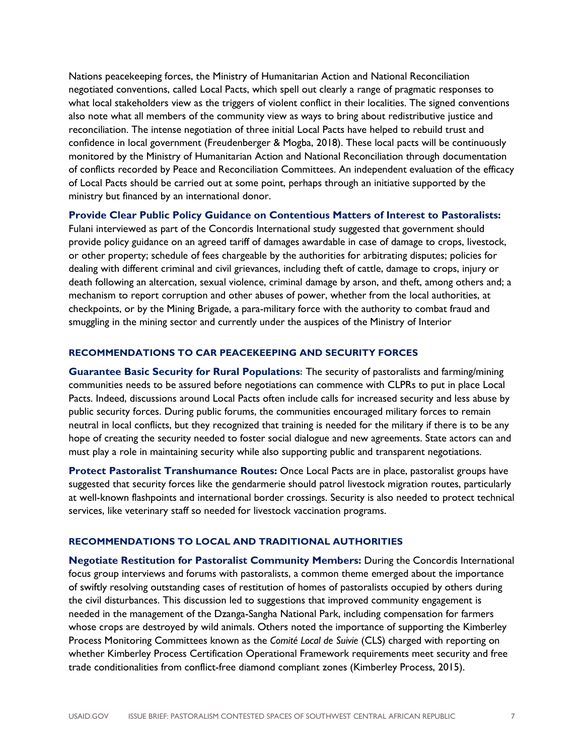Nations peacekeeping forces, the Ministry of Humanitarian Action and National Reconciliation negotiated conventions, called Local Pacts, which spell out clearly a range of pragmatic responses to what local stakeholders view as the triggers of violent conflict in their localities. The signed conventions also note what all members of the community view as ways to bring about redistributive justice and reconciliation. The intense negotiation of three initial Local Pacts have helped to rebuild trust and confidence in local government (Freudenberger & Mogba, 2018). These local pacts will be continuously monitored by the Ministry of Humanitarian Action and National Reconciliation through documentation of conflicts recorded by Peace and Reconciliation Committees. An independent evaluation of the efficacy of Local Pacts should be carried out at some point, perhaps through an initiative supported by the ministry but financed by an international donor.

**Provide Clear Public Policy Guidance on Contentious Matters of Interest to Pastoralists:** Fulani interviewed as part of the Concordis International study suggested that government should provide policy guidance on an agreed tariff of damages awardable in case of damage to crops, livestock, or other property; schedule of fees chargeable by the authorities for arbitrating disputes; policies for dealing with different criminal and civil grievances, including theft of cattle, damage to crops, injury or death following an altercation, sexual violence, criminal damage by arson, and theft, among others and; a mechanism to report corruption and other abuses of power, whether from the local authorities, at checkpoints, or by the Mining Brigade, a para-military force with the authority to combat fraud and smuggling in the mining sector and currently under the auspices of the Ministry of Interior

### RECOMMENDATIONS TO CAR PEACEKEEPING AND SECURITY FORCES

**Guarantee Basic Security for Rural Populations:** The security of pastoralists and farming/mining communities needs to be assured before negotiations can commence with CLPRs to put in place Local Pacts. Indeed, discussions around Local Pacts often include calls for increased security and less abuse by public security forces. During public forums, the communities encouraged military forces to remain neutral in local conflicts, but they recognized that training is needed for the military if there is to be any hope of creating the security needed to foster social dialogue and new agreements. State actors can and must play a role in maintaining security while also supporting public and transparent negotiations.

**Protect Pastoralist Transhumance Routes:** Once Local Pacts are in place, pastoralist groups have suggested that security forces like the gendarmerie should patrol livestock migration routes, particularly at well-known flashpoints and international border crossings. Security is also needed to protect technical services, like veterinary staff so needed for livestock vaccination programs.

### RECOMMENDATIONS TO LOCAL AND TRADITIONAL AUTHORITIES

**Negotiate Restitution for Pastoralist Community Members:** During the Concordis International focus group interviews and forums with pastoralists, a common theme emerged about the importance of swiftly resolving outstanding cases of restitution of homes of pastoralists occupied by others during the civil disturbances. This discussion led to suggestions that improved community engagement is needed in the management of the Dzanga-Sangha National Park, including compensation for farmers whose crops are destroyed by wild animals. Others noted the importance of supporting the Kimberley Process Monitoring Committees known as the *Comité Local de Suivie* (CLS) charged with reporting on whether Kimberley Process Certification Operational Framework requirements meet security and free trade conditionalities from conflict-free diamond compliant zones (Kimberley Process, 2015).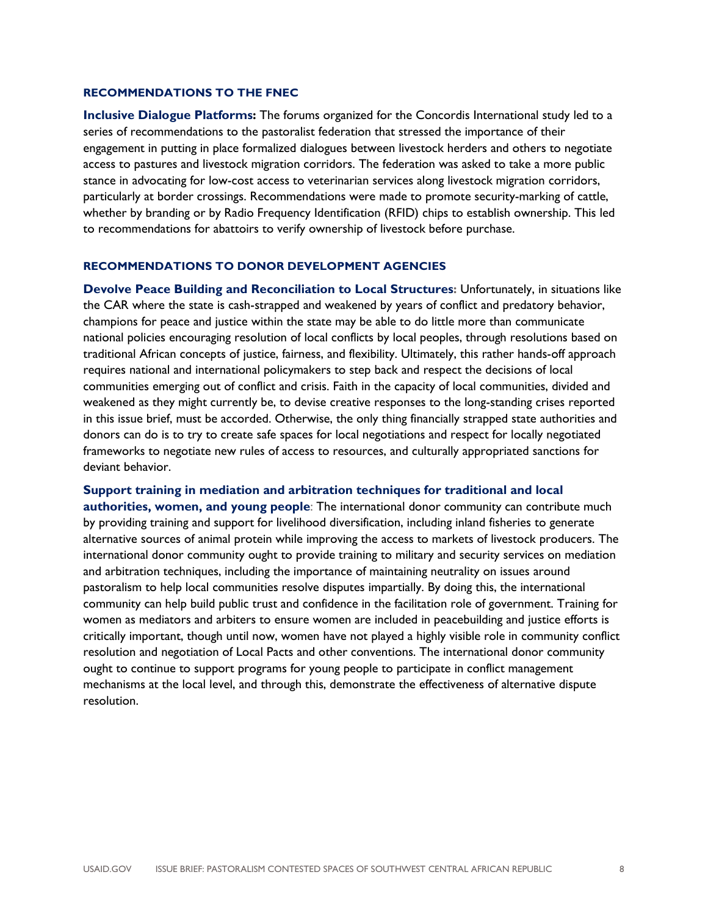### RECOMMENDATIONS TO THE FNEC

**Inclusive Dialogue Platforms:** The forums organized for the Concordis International study led to a series of recommendations to the pastoralist federation that stressed the importance of their engagement in putting in place formalized dialogues between livestock herders and others to negotiate access to pastures and livestock migration corridors. The federation was asked to take a more public stance in advocating for low-cost access to veterinarian services along livestock migration corridors, particularly at border crossings. Recommendations were made to promote security-marking of cattle, whether by branding or by Radio Frequency Identification (RFID) chips to establish ownership. This led to recommendations for abattoirs to verify ownership of livestock before purchase.

### RECOMMENDATIONS TO DONOR DEVELOPMENT AGENCIES

**Devolve Peace Building and Reconciliation to Local Structures:** Unfortunately, in situations like the CAR where the state is cash-strapped and weakened by years of conflict and predatory behavior, champions for peace and justice within the state may be able to do little more than communicate national policies encouraging resolution of local conflicts by local peoples, through resolutions based on traditional African concepts of justice, fairness, and flexibility. Ultimately, this rather hands-off approach requires national and international policymakers to step back and respect the decisions of local communities emerging out of conflict and crisis. Faith in the capacity of local communities, divided and weakened as they might currently be, to devise creative responses to the long-standing crises reported in this issue brief, must be accorded. Otherwise, the only thing financially strapped state authorities and donors can do is to try to create safe spaces for local negotiations and respect for locally negotiated frameworks to negotiate new rules of access to resources, and culturally appropriated sanctions for deviant behavior.

**Support training in mediation and arbitration techniques for traditional and local authorities, women, and young people**: The international donor community can contribute much by providing training and support for livelihood diversification, including inland fisheries to generate alternative sources of animal protein while improving the access to markets of livestock producers. The international donor community ought to provide training to military and security services on mediation and arbitration techniques, including the importance of maintaining neutrality on issues around pastoralism to help local communities resolve disputes impartially. By doing this, the international community can help build public trust and confidence in the facilitation role of government. Training for women as mediators and arbiters to ensure women are included in peacebuilding and justice efforts is critically important, though until now, women have not played a highly visible role in community conflict resolution and negotiation of Local Pacts and other conventions. The international donor community ought to continue to support programs for young people to participate in conflict management mechanisms at the local level, and through this, demonstrate the effectiveness of alternative dispute resolution.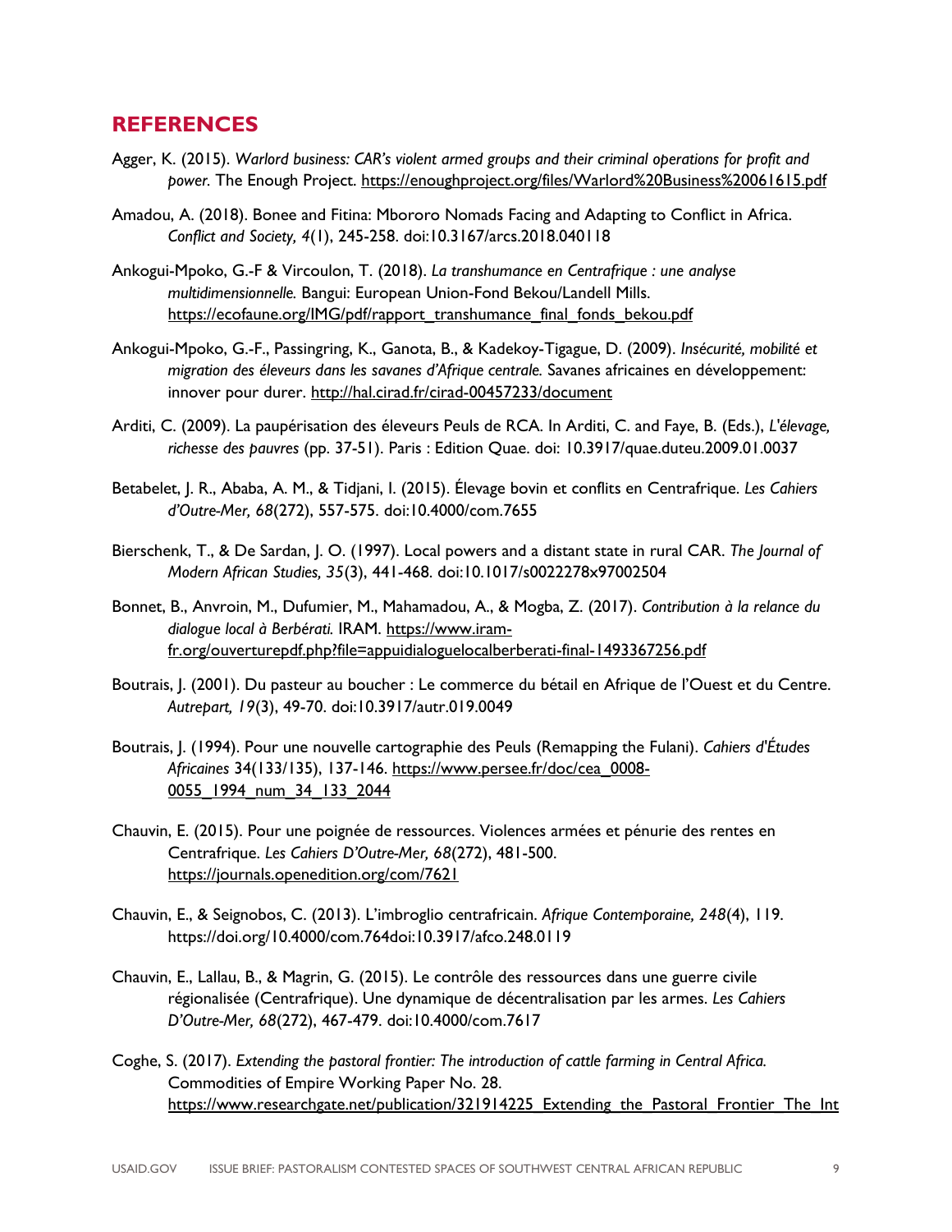## REFERENCES

Agger, K. (2015). *Warlord business: CAR's violent armed groups and their criminal operations for profit and power.* The Enough Project. https://enoughproject.org/files/Warlord%20Business%20061615.pdf

Amadou, A. (2018). Bonee and Fitina: Mbororo Nomads Facing and Adapting to Conflict in Africa. *Conflict and Society, 4*(1), 245-258. doi:10.3167/arcs.2018.040118

Ankogui-Mpoko, G.-F & Vircoulon, T. (2018). *La transhumance en Centrafrique : une analyse multidimensionnelle.* Bangui: European Union-Fond Bekou/Landell Mills. https://ecofaune.org/IMG/pdf/rapport_transhumance_final_fonds_bekou.pdf

Ankogui-Mpoko, G.-F., Passingring, K., Ganota, B., & Kadekoy-Tigague, D. (2009). *Insécurité, mobilité et migration des éleveurs dans les savanes d'Afrique centrale.* Savanes africaines en développement: innover pour durer. http://hal.cirad.fr/cirad-00457233/document

Arditi, C. (2009). La paupérisation des éleveurs Peuls de RCA. In Arditi, C. and Faye, B. (Eds.), *L'élevage, richesse des pauvres* (pp. 37-51). Paris : Edition Quae. doi: 10.3917/quae.duteu.2009.01.0037

Betabelet, J. R., Ababa, A. M., & Tidjani, I. (2015). Élevage bovin et conflits en Centrafrique. *Les Cahiers d'Outre-Mer, 68*(272), 557-575. doi:10.4000/com.7655

Bierschenk, T., & De Sardan, J. O. (1997). Local powers and a distant state in rural CAR. *The Journal of Modern African Studies, 35*(3), 441-468. doi:10.1017/s0022278x97002504

Bonnet, B., Anvroin, M., Dufumier, M., Mahamadou, A., & Mogba, Z. (2017). *Contribution à la relance du dialogue local à Berbérati.* IRAM. https://www.iram-fr.org/ouverturepdf.php?file=appuidialoguelocalberberati-final-1493367256.pdf

Boutrais, J. (2001). Du pasteur au boucher : Le commerce du bétail en Afrique de l'Ouest et du Centre. *Autrepart, 19*(3), 49-70. doi:10.3917/autr.019.0049

Boutrais, J. (1994). Pour une nouvelle cartographie des Peuls (Remapping the Fulani). *Cahiers d'Études Africaines* 34(133/135), 137-146. https://www.persee.fr/doc/cea_0008-0055_1994_num_34_133_2044

Chauvin, E. (2015). Pour une poignée de ressources. Violences armées et pénurie des rentes en Centrafrique. *Les Cahiers D'Outre-Mer, 68*(272), 481-500. https://journals.openedition.org/com/7621

Chauvin, E., & Seignobos, C. (2013). L'imbroglio centrafricain. *Afrique Contemporaine, 248*(4), 119. https://doi.org/10.4000/com.764doi:10.3917/afco.248.0119

Chauvin, E., Lallau, B., & Magrin, G. (2015). Le contrôle des ressources dans une guerre civile régionalisée (Centrafrique). Une dynamique de décentralisation par les armes. *Les Cahiers D'Outre-Mer, 68*(272), 467-479. doi:10.4000/com.7617

Coghe, S. (2017). *Extending the pastoral frontier: The introduction of cattle farming in Central Africa.* Commodities of Empire Working Paper No. 28. https://www.researchgate.net/publication/321914225_Extending_the_Pastoral_Frontier_The_Int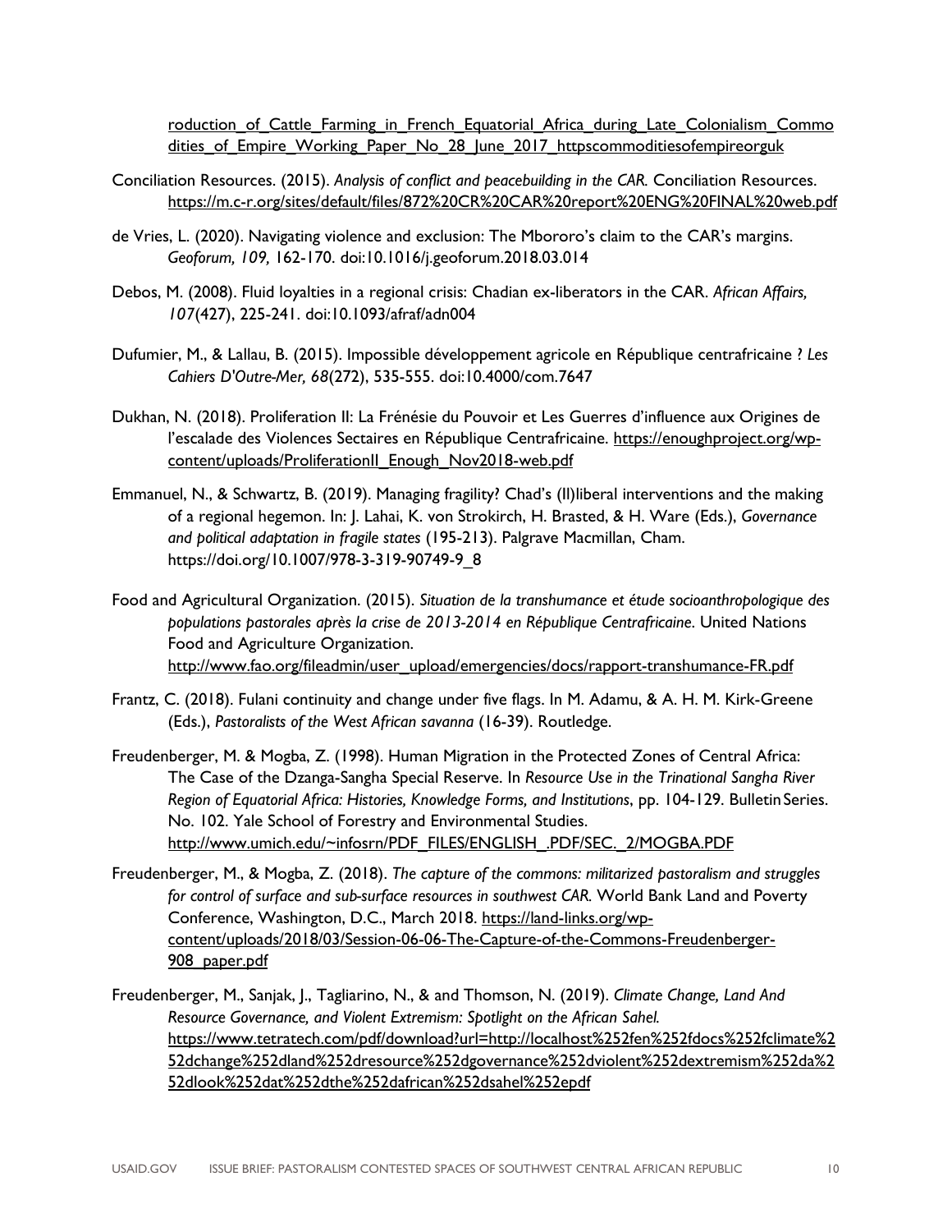roduction_of_Cattle_Farming_in_French_Equatorial_Africa_during_Late_Colonialism_Commodities_of_Empire_Working_Paper_No_28_June_2017_httpscommoditiesofempireorguk

Conciliation Resources. (2015). *Analysis of conflict and peacebuilding in the CAR.* Conciliation Resources. https://m.c-r.org/sites/default/files/872%20CR%20CAR%20report%20ENG%20FINAL%20web.pdf

de Vries, L. (2020). Navigating violence and exclusion: The Mbororo's claim to the CAR's margins. *Geoforum, 109,* 162-170. doi:10.1016/j.geoforum.2018.03.014

Debos, M. (2008). Fluid loyalties in a regional crisis: Chadian ex-liberators in the CAR. *African Affairs, 107*(427), 225-241. doi:10.1093/afraf/adn004

Dufumier, M., & Lallau, B. (2015). Impossible développement agricole en République centrafricaine ? *Les Cahiers D'Outre-Mer, 68*(272), 535-555. doi:10.4000/com.7647

Dukhan, N. (2018). Proliferation II: La Frénésie du Pouvoir et Les Guerres d'influence aux Origines de l'escalade des Violences Sectaires en République Centrafricaine. https://enoughproject.org/wp-content/uploads/ProliferationII_Enough_Nov2018-web.pdf

Emmanuel, N., & Schwartz, B. (2019). Managing fragility? Chad's (Il)liberal interventions and the making of a regional hegemon. In: J. Lahai, K. von Strokirch, H. Brasted, & H. Ware (Eds.), *Governance and political adaptation in fragile states* (195-213). Palgrave Macmillan, Cham. https://doi.org/10.1007/978-3-319-90749-9_8

Food and Agricultural Organization. (2015). *Situation de la transhumance et étude socioanthropologique des populations pastorales après la crise de 2013-2014 en République Centrafricaine*. United Nations Food and Agriculture Organization. http://www.fao.org/fileadmin/user_upload/emergencies/docs/rapport-transhumance-FR.pdf

Frantz, C. (2018). Fulani continuity and change under five flags. In M. Adamu, & A. H. M. Kirk-Greene (Eds.), *Pastoralists of the West African savanna* (16-39). Routledge.

Freudenberger, M. & Mogba, Z. (1998). Human Migration in the Protected Zones of Central Africa: The Case of the Dzanga-Sangha Special Reserve. In *Resource Use in the Trinational Sangha River Region of Equatorial Africa: Histories, Knowledge Forms, and Institutions*, pp. 104-129. Bulletin Series. No. 102. Yale School of Forestry and Environmental Studies. http://www.umich.edu/~infosrn/PDF_FILES/ENGLISH_.PDF/SEC._2/MOGBA.PDF

Freudenberger, M., & Mogba, Z. (2018). *The capture of the commons: militarized pastoralism and struggles for control of surface and sub-surface resources in southwest CAR.* World Bank Land and Poverty Conference, Washington, D.C., March 2018. https://land-links.org/wp-content/uploads/2018/03/Session-06-06-The-Capture-of-the-Commons-Freudenberger-908_paper.pdf

Freudenberger, M., Sanjak, J., Tagliarino, N., & and Thomson, N. (2019). *Climate Change, Land And Resource Governance, and Violent Extremism: Spotlight on the African Sahel.* https://www.tetratech.com/pdf/download?url=http://localhost%252fen%252fdocs%252fclimate%252dchange%252dland%252dresource%252dgovernance%252dviolent%252dextremism%252da%252dlook%252dat%252dthe%252dafrican%252dsahel%252epdf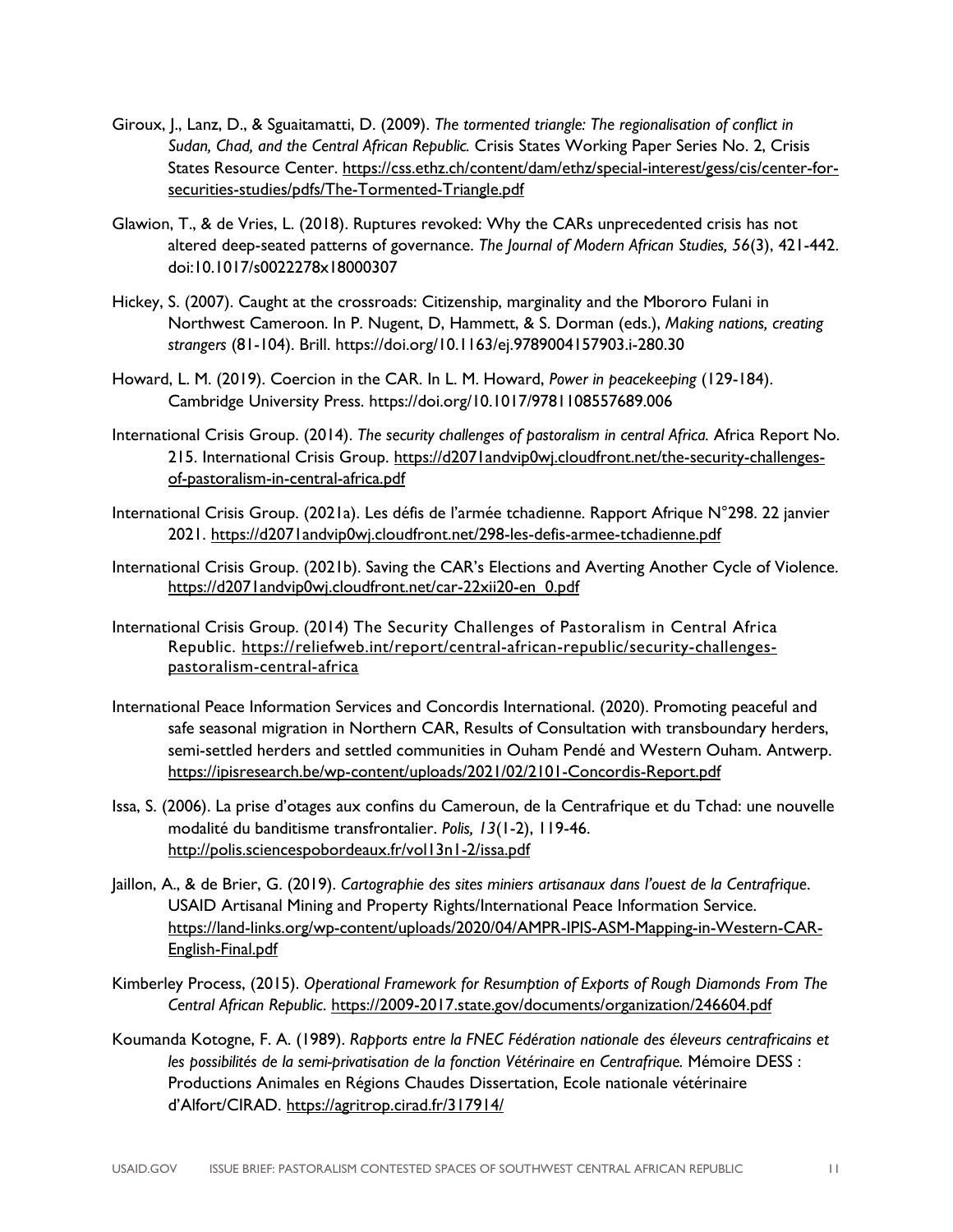Giroux, J., Lanz, D., & Sguaitamatti, D. (2009). *The tormented triangle: The regionalisation of conflict in Sudan, Chad, and the Central African Republic.* Crisis States Working Paper Series No. 2, Crisis States Resource Center. https://css.ethz.ch/content/dam/ethz/special-interest/gess/cis/center-for-securities-studies/pdfs/The-Tormented-Triangle.pdf

Glawion, T., & de Vries, L. (2018). Ruptures revoked: Why the CARs unprecedented crisis has not altered deep-seated patterns of governance. *The Journal of Modern African Studies, 56*(3), 421-442. doi:10.1017/s0022278x18000307

Hickey, S. (2007). Caught at the crossroads: Citizenship, marginality and the Mbororo Fulani in Northwest Cameroon. In P. Nugent, D, Hammett, & S. Dorman (eds.), *Making nations, creating strangers* (81-104). Brill. https://doi.org/10.1163/ej.9789004157903.i-280.30

Howard, L. M. (2019). Coercion in the CAR. In L. M. Howard, *Power in peacekeeping* (129-184). Cambridge University Press. https://doi.org/10.1017/9781108557689.006

International Crisis Group. (2014). *The security challenges of pastoralism in central Africa.* Africa Report No. 215. International Crisis Group. https://d2071andvip0wj.cloudfront.net/the-security-challenges-of-pastoralism-in-central-africa.pdf

International Crisis Group. (2021a). Les défis de l'armée tchadienne. Rapport Afrique N°298. 22 janvier 2021. https://d2071andvip0wj.cloudfront.net/298-les-defis-armee-tchadienne.pdf

International Crisis Group. (2021b). Saving the CAR's Elections and Averting Another Cycle of Violence. https://d2071andvip0wj.cloudfront.net/car-22xii20-en_0.pdf

International Crisis Group. (2014) The Security Challenges of Pastoralism in Central Africa Republic. https://reliefweb.int/report/central-african-republic/security-challenges-pastoralism-central-africa

International Peace Information Services and Concordis International. (2020). Promoting peaceful and safe seasonal migration in Northern CAR, Results of Consultation with transboundary herders, semi-settled herders and settled communities in Ouham Pendé and Western Ouham. Antwerp. https://ipisresearch.be/wp-content/uploads/2021/02/2101-Concordis-Report.pdf

Issa, S. (2006). La prise d'otages aux confins du Cameroun, de la Centrafrique et du Tchad: une nouvelle modalité du banditisme transfrontalier. *Polis, 13*(1-2), 119-46. http://polis.sciencespobordeaux.fr/vol13n1-2/issa.pdf

Jaillon, A., & de Brier, G. (2019). *Cartographie des sites miniers artisanaux dans l'ouest de la Centrafrique*. USAID Artisanal Mining and Property Rights/International Peace Information Service. https://land-links.org/wp-content/uploads/2020/04/AMPR-IPIS-ASM-Mapping-in-Western-CAR-English-Final.pdf

Kimberley Process, (2015). *Operational Framework for Resumption of Exports of Rough Diamonds From The Central African Republic.* https://2009-2017.state.gov/documents/organization/246604.pdf

Koumanda Kotogne, F. A. (1989). *Rapports entre la FNEC Fédération nationale des éleveurs centrafricains et les possibilités de la semi-privatisation de la fonction Vétérinaire en Centrafrique.* Mémoire DESS : Productions Animales en Régions Chaudes Dissertation, Ecole nationale vétérinaire d'Alfort/CIRAD. https://agritrop.cirad.fr/317914/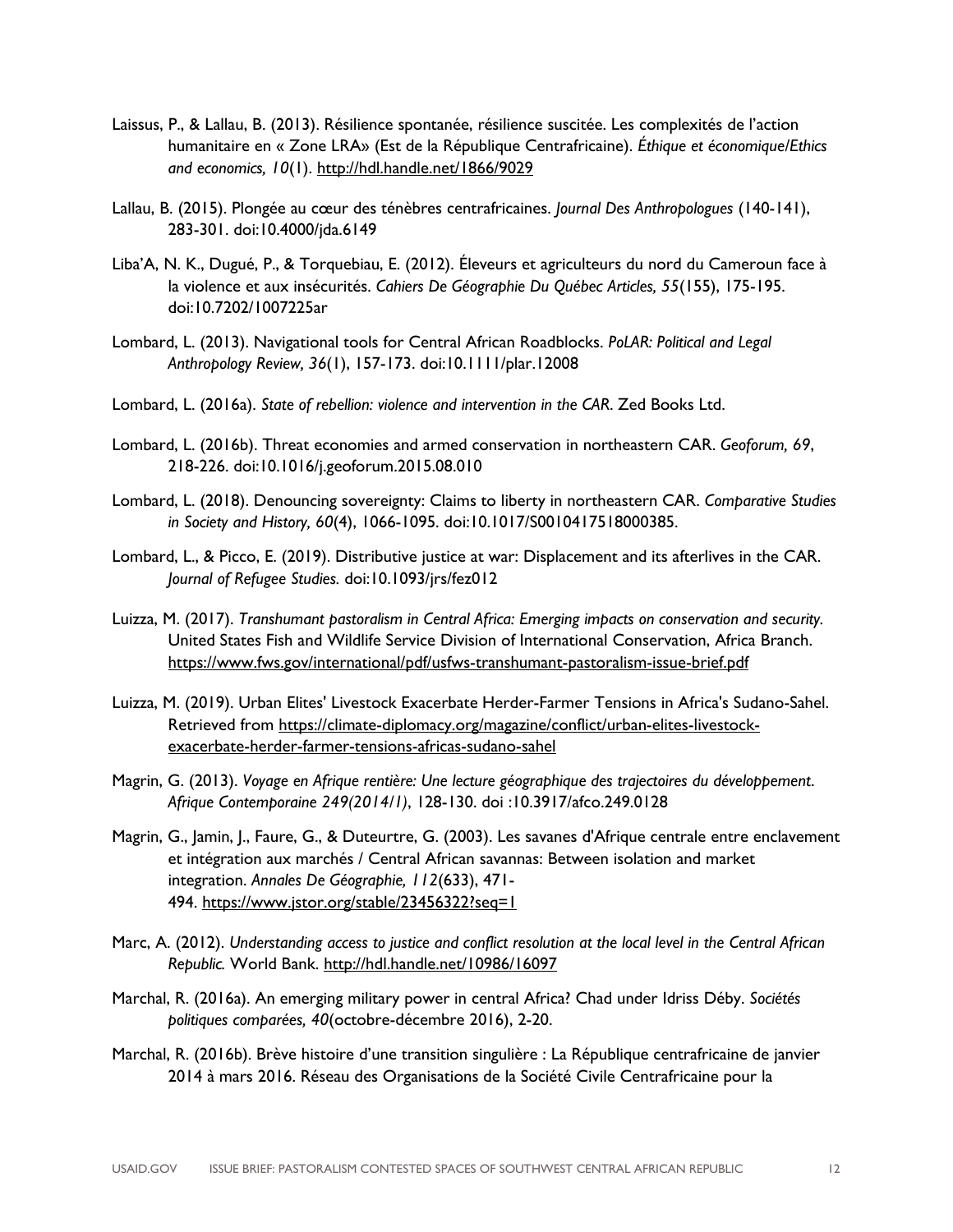Laissus, P., & Lallau, B. (2013). Résilience spontanée, résilience suscitée. Les complexités de l'action humanitaire en « Zone LRA» (Est de la République Centrafricaine). *Éthique et économique/Ethics and economics, 10*(1). http://hdl.handle.net/1866/9029

Lallau, B. (2015). Plongée au cœur des ténèbres centrafricaines. *Journal Des Anthropologues* (140-141), 283-301. doi:10.4000/jda.6149

Liba'A, N. K., Dugué, P., & Torquebiau, E. (2012). Éleveurs et agriculteurs du nord du Cameroun face à la violence et aux insécurités. *Cahiers De Géographie Du Québec Articles, 55*(155), 175-195. doi:10.7202/1007225ar

Lombard, L. (2013). Navigational tools for Central African Roadblocks. *PoLAR: Political and Legal Anthropology Review, 36*(1), 157-173. doi:10.1111/plar.12008

Lombard, L. (2016a). *State of rebellion: violence and intervention in the CAR*. Zed Books Ltd.

Lombard, L. (2016b). Threat economies and armed conservation in northeastern CAR. *Geoforum, 69*, 218-226. doi:10.1016/j.geoforum.2015.08.010

Lombard, L. (2018). Denouncing sovereignty: Claims to liberty in northeastern CAR. *Comparative Studies in Society and History, 60*(4), 1066-1095. doi:10.1017/S0010417518000385.

Lombard, L., & Picco, E. (2019). Distributive justice at war: Displacement and its afterlives in the CAR. *Journal of Refugee Studies.* doi:10.1093/jrs/fez012

Luizza, M. (2017). *Transhumant pastoralism in Central Africa: Emerging impacts on conservation and security.* United States Fish and Wildlife Service Division of International Conservation, Africa Branch. https://www.fws.gov/international/pdf/usfws-transhumant-pastoralism-issue-brief.pdf

Luizza, M. (2019). Urban Elites' Livestock Exacerbate Herder-Farmer Tensions in Africa's Sudano-Sahel. Retrieved from https://climate-diplomacy.org/magazine/conflict/urban-elites-livestock-exacerbate-herder-farmer-tensions-africas-sudano-sahel

Magrin, G. (2013). *Voyage en Afrique rentière: Une lecture géographique des trajectoires du développement*. *Afrique Contemporaine 249(2014/1)*, 128-130. doi :10.3917/afco.249.0128

Magrin, G., Jamin, J., Faure, G., & Duteurtre, G. (2003). Les savanes d'Afrique centrale entre enclavement et intégration aux marchés / Central African savannas: Between isolation and market integration. *Annales De Géographie, 112*(633), 471-494. https://www.jstor.org/stable/23456322?seq=1

Marc, A. (2012). *Understanding access to justice and conflict resolution at the local level in the Central African Republic.* World Bank. http://hdl.handle.net/10986/16097

Marchal, R. (2016a). An emerging military power in central Africa? Chad under Idriss Déby. *Sociétés politiques comparées, 40*(octobre-décembre 2016), 2-20.

Marchal, R. (2016b). Brève histoire d'une transition singulière : La République centrafricaine de janvier 2014 à mars 2016. Réseau des Organisations de la Société Civile Centrafricaine pour la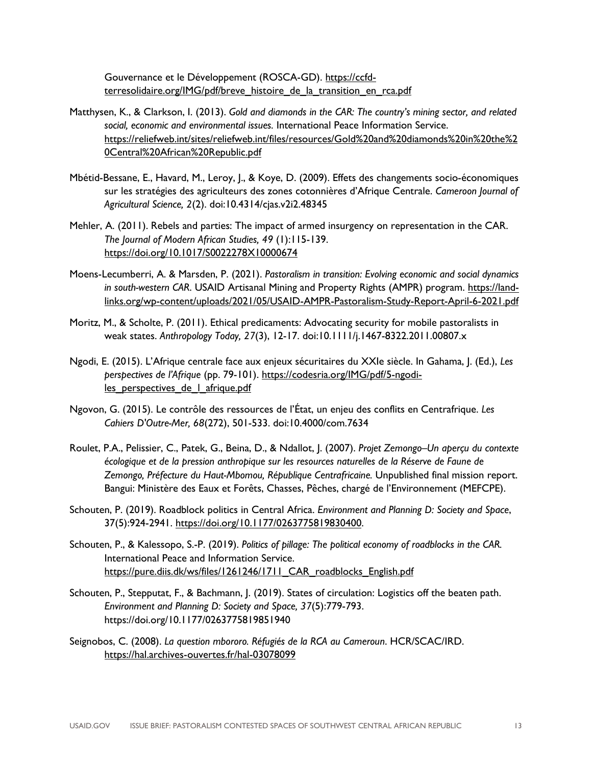Gouvernance et le Développement (ROSCA-GD). https://ccfd-terresolidaire.org/IMG/pdf/breve_histoire_de_la_transition_en_rca.pdf

Matthysen, K., & Clarkson, I. (2013). *Gold and diamonds in the CAR: The country's mining sector, and related social, economic and environmental issues.* International Peace Information Service. https://reliefweb.int/sites/reliefweb.int/files/resources/Gold%20and%20diamonds%20in%20the%20Central%20African%20Republic.pdf

Mbétid-Bessane, E., Havard, M., Leroy, J., & Koye, D. (2009). Effets des changements socio-économiques sur les stratégies des agriculteurs des zones cotonnières d'Afrique Centrale. *Cameroon Journal of Agricultural Science, 2*(2). doi:10.4314/cjas.v2i2.48345

Mehler, A. (2011). Rebels and parties: The impact of armed insurgency on representation in the CAR. *The Journal of Modern African Studies, 49* (1):115-139. https://doi.org/10.1017/S0022278X10000674

Moens-Lecumberri, A. & Marsden, P. (2021). *Pastoralism in transition: Evolving economic and social dynamics in south-western CAR*. USAID Artisanal Mining and Property Rights (AMPR) program. https://land-links.org/wp-content/uploads/2021/05/USAID-AMPR-Pastoralism-Study-Report-April-6-2021.pdf

Moritz, M., & Scholte, P. (2011). Ethical predicaments: Advocating security for mobile pastoralists in weak states. *Anthropology Today, 27*(3), 12-17. doi:10.1111/j.1467-8322.2011.00807.x

Ngodi, E. (2015). L'Afrique centrale face aux enjeux sécuritaires du XXIe siècle. In Gahama, J. (Ed.), *Les perspectives de l'Afrique* (pp. 79-101). https://codesria.org/IMG/pdf/5-ngodi-les_perspectives_de_l_afrique.pdf

Ngovon, G. (2015). Le contrôle des ressources de l'État, un enjeu des conflits en Centrafrique. *Les Cahiers D'Outre-Mer, 68*(272), 501-533. doi:10.4000/com.7634

Roulet, P.A., Pelissier, C., Patek, G., Beina, D., & Ndallot, J. (2007). *Projet Zemongo–Un aperçu du contexte écologique et de la pression anthropique sur les resources naturelles de la Réserve de Faune de Zemongo, Préfecture du Haut-Mbomou, République Centrafricaine.* Unpublished final mission report. Bangui: Ministère des Eaux et Forêts, Chasses, Pêches, chargé de l'Environnement (MEFCPE).

Schouten, P. (2019). Roadblock politics in Central Africa. *Environment and Planning D: Society and Space*, 37(5):924-2941. https://doi.org/10.1177/0263775819830400.

Schouten, P., & Kalessopo, S.-P. (2019). *Politics of pillage: The political economy of roadblocks in the CAR.* International Peace and Information Service. https://pure.diis.dk/ws/files/1261246/1711_CAR_roadblocks_English.pdf

Schouten, P., Stepputat, F., & Bachmann, J. (2019). States of circulation: Logistics off the beaten path. *Environment and Planning D: Society and Space, 37*(5):779-793. https://doi.org/10.1177/0263775819851940

Seignobos, C. (2008). *La question mbororo. Réfugiés de la RCA au Cameroun*. HCR/SCAC/IRD. https://hal.archives-ouvertes.fr/hal-03078099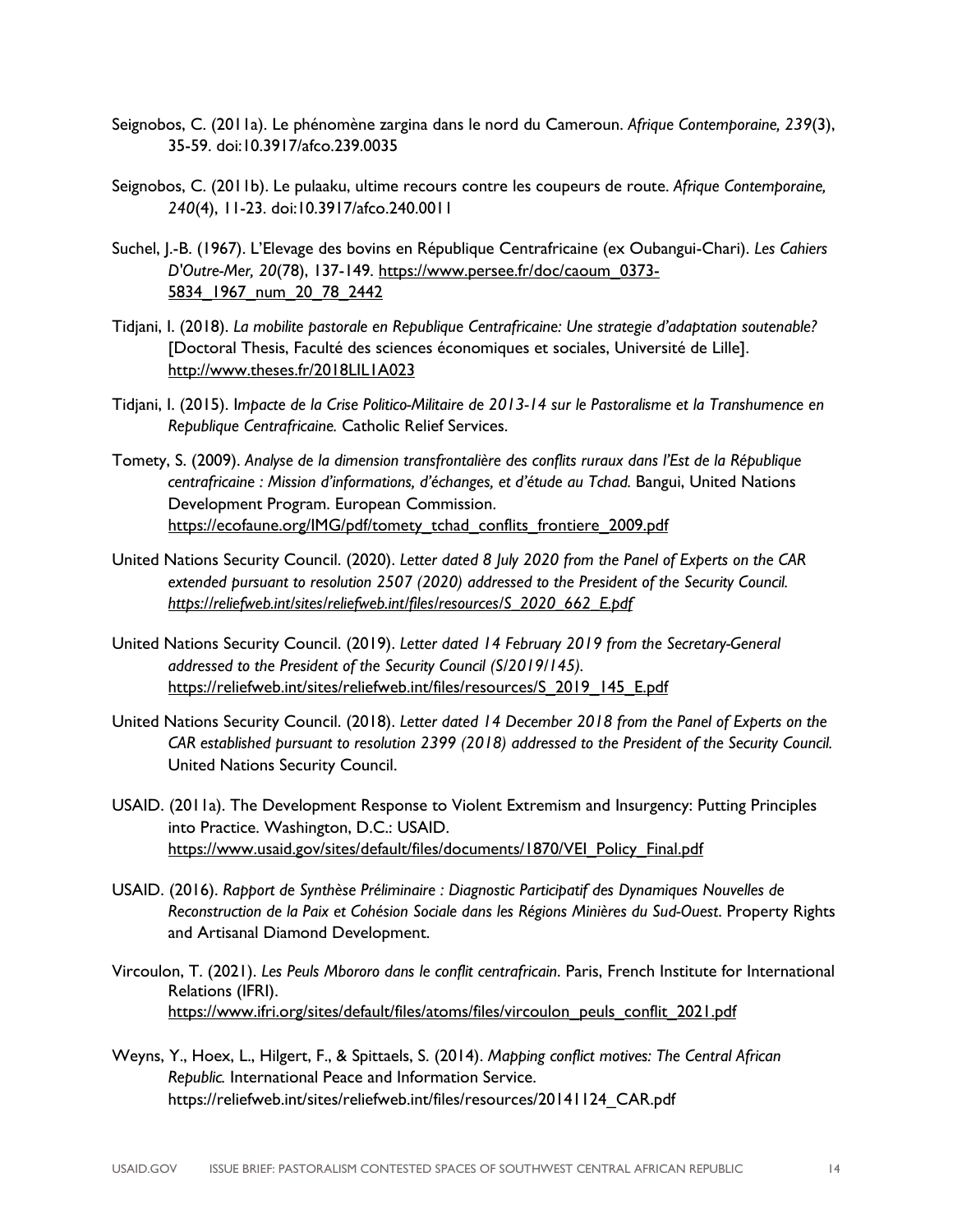Seignobos, C. (2011a). Le phénomène zargina dans le nord du Cameroun. *Afrique Contemporaine, 239*(3), 35-59. doi:10.3917/afco.239.0035

Seignobos, C. (2011b). Le pulaaku, ultime recours contre les coupeurs de route. *Afrique Contemporaine, 240*(4), 11-23. doi:10.3917/afco.240.0011

Suchel, J.-B. (1967). L'Elevage des bovins en République Centrafricaine (ex Oubangui-Chari). *Les Cahiers D'Outre-Mer, 20*(78), 137-149. https://www.persee.fr/doc/caoum_0373-5834_1967_num_20_78_2442

Tidjani, I. (2018). *La mobilite pastorale en Republique Centrafricaine: Une strategie d'adaptation soutenable?* [Doctoral Thesis, Faculté des sciences économiques et sociales, Université de Lille]. http://www.theses.fr/2018LIL1A023

Tidjani, I. (2015). I*mpacte de la Crise Politico-Militaire de 2013-14 sur le Pastoralisme et la Transhumence en Republique Centrafricaine.* Catholic Relief Services.

Tomety, S. (2009). *Analyse de la dimension transfrontalière des conflits ruraux dans l'Est de la République centrafricaine : Mission d'informations, d'échanges, et d'étude au Tchad.* Bangui, United Nations Development Program. European Commission. https://ecofaune.org/IMG/pdf/tomety_tchad_conflits_frontiere_2009.pdf

United Nations Security Council. (2020). *Letter dated 8 July 2020 from the Panel of Experts on the CAR extended pursuant to resolution 2507 (2020) addressed to the President of the Security Council. https://reliefweb.int/sites/reliefweb.int/files/resources/S_2020_662_E.pdf*

United Nations Security Council. (2019). *Letter dated 14 February 2019 from the Secretary-General addressed to the President of the Security Council (S/2019/145).* https://reliefweb.int/sites/reliefweb.int/files/resources/S_2019_145_E.pdf

United Nations Security Council. (2018). *Letter dated 14 December 2018 from the Panel of Experts on the CAR established pursuant to resolution 2399 (2018) addressed to the President of the Security Council.* United Nations Security Council.

USAID. (2011a). The Development Response to Violent Extremism and Insurgency: Putting Principles into Practice. Washington, D.C.: USAID. https://www.usaid.gov/sites/default/files/documents/1870/VEI_Policy_Final.pdf

USAID. (2016). *Rapport de Synthèse Préliminaire : Diagnostic Participatif des Dynamiques Nouvelles de Reconstruction de la Paix et Cohésion Sociale dans les Régions Minières du Sud-Ouest*. Property Rights and Artisanal Diamond Development.

Vircoulon, T. (2021). *Les Peuls Mbororo dans le conflit centrafricain*. Paris, French Institute for International Relations (IFRI). https://www.ifri.org/sites/default/files/atoms/files/vircoulon_peuls_conflit_2021.pdf

Weyns, Y., Hoex, L., Hilgert, F., & Spittaels, S. (2014). *Mapping conflict motives: The Central African Republic.* International Peace and Information Service. https://reliefweb.int/sites/reliefweb.int/files/resources/20141124_CAR.pdf